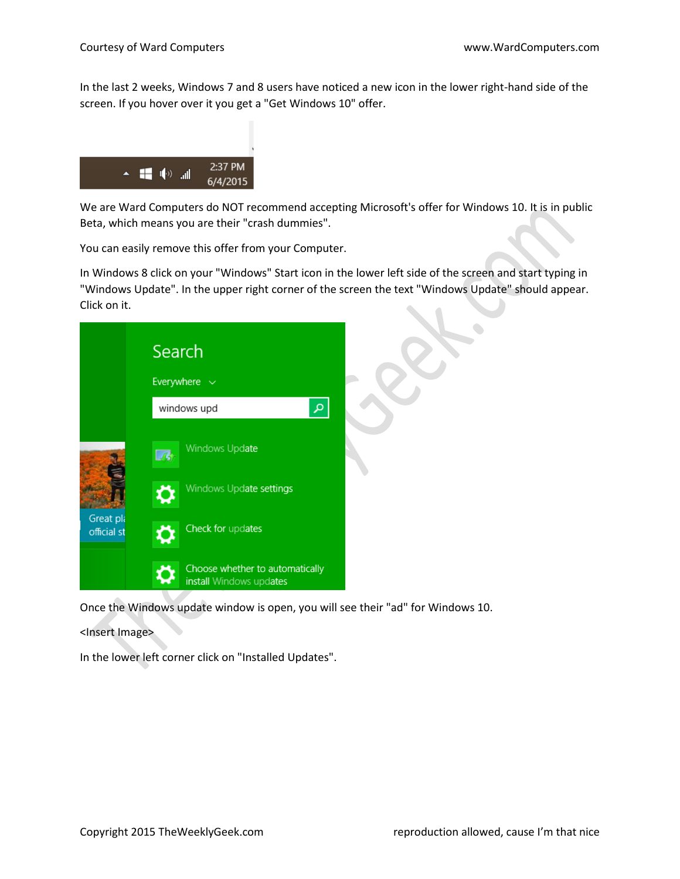In the last 2 weeks, Windows 7 and 8 users have noticed a new icon in the lower right-hand side of the screen. If you hover over it you get a "Get Windows 10" offer.

We are Ward Computers do NOT recommend accepting Microsoft's offer for Windows 10. It is in public Beta, which means you are their "crash dummies".

You can easily remove this offer from your Computer.

In Windows 8 click on your "Windows" Start icon in the lower left side of the screen and start typing in "Windows Update". In the upper right corner of the screen the text "Windows Update" should appear. Click on it.

Once the Windows update window is open, you will see their "ad" for Windows 10.

<Insert Image>

In the lower left corner click on "Installed Updates".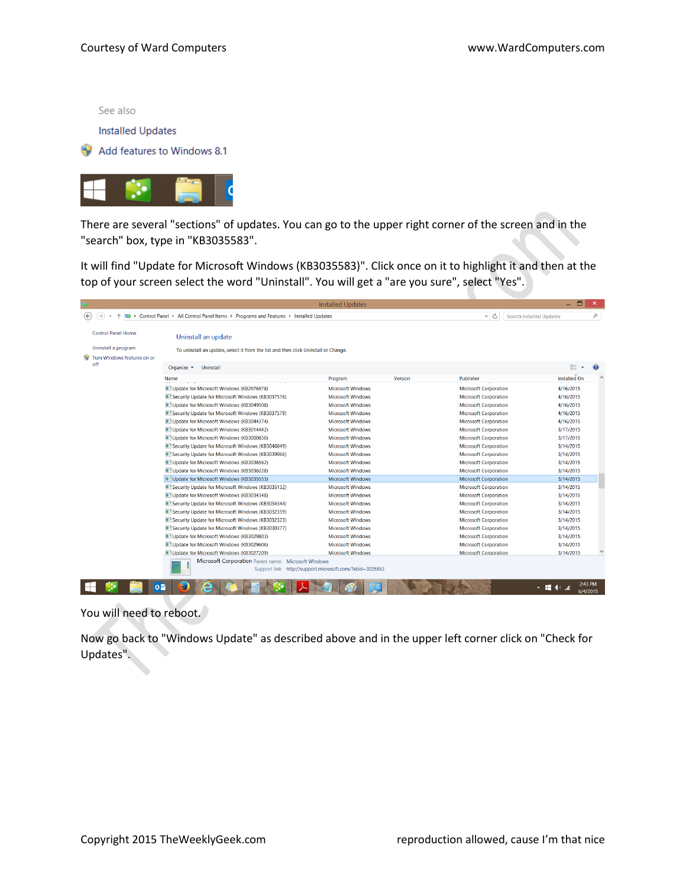See also

Installed Updates

Add features to Windows 8.1

There are several "sections" of updates. You can go to the upper right corner of the screen and in the "search" box, type in "KB3035583".

It will find "Update for Microsoft Windows (KB3035583)". Click once on it to highlight it and then at the top of your screen select the word "Uninstall". You will get a "are you sure", select "Yes".

You will need to reboot.

Now go back to "Windows Update" as described above and in the upper left corner click on "Check for Updates".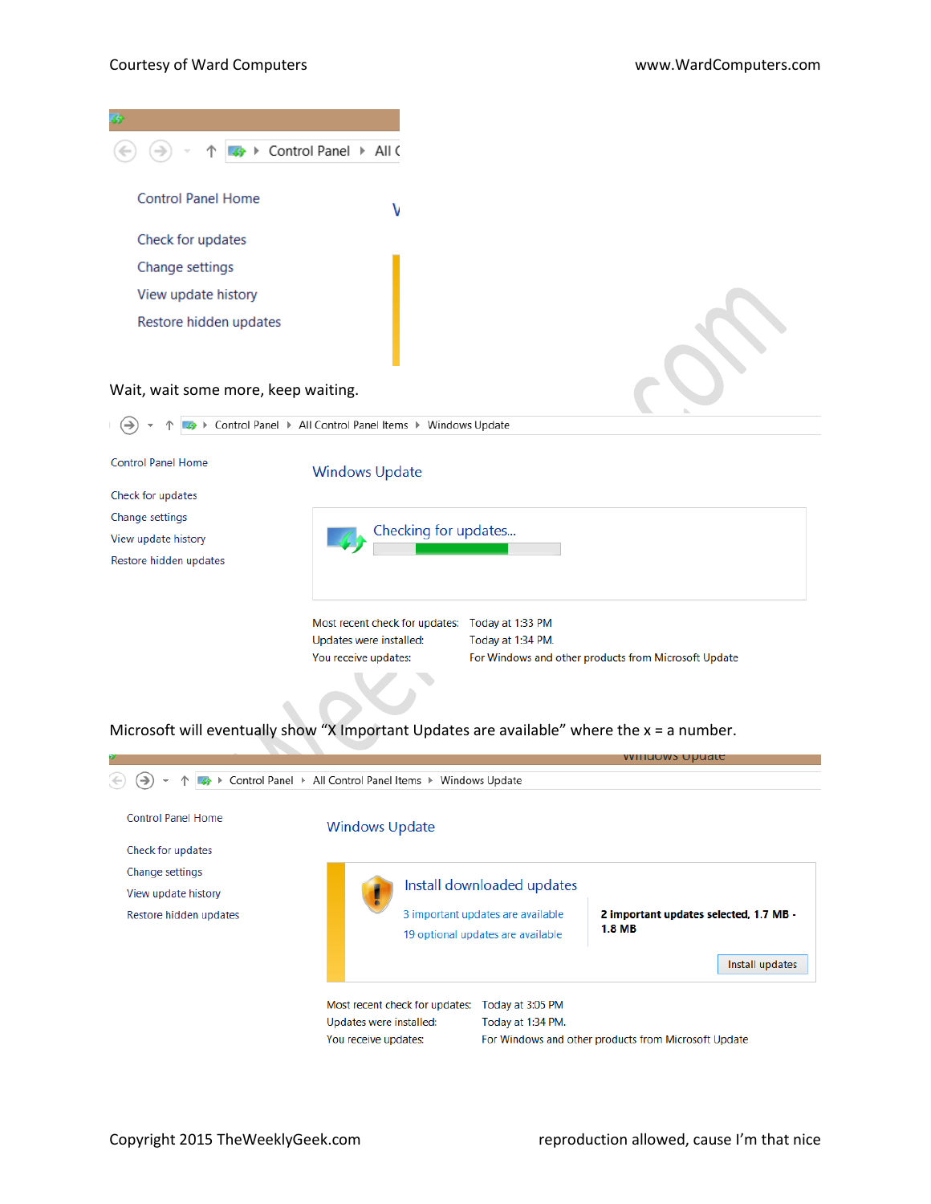Wait, wait some more, keep waiting.

Microsoft will eventually show "X Important Updates are available" where the x = a number.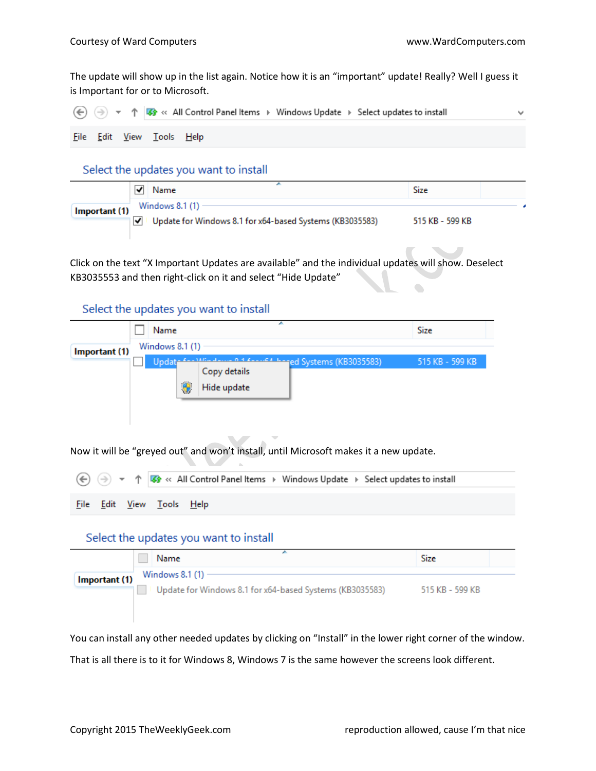The update will show up in the list again. Notice how it is an “important” update! Really? Well I guess it is Important for or to Microsoft.

Click on the text “X Important Updates are available” and the individual updates will show. Deselect KB3035553 and then right-click on it and select “Hide Update”

Now it will be “greyed out” and won’t install, until Microsoft makes it a new update.

You can install any other needed updates by clicking on “Install” in the lower right corner of the window.

That is all there is to it for Windows 8, Windows 7 is the same however the screens look different.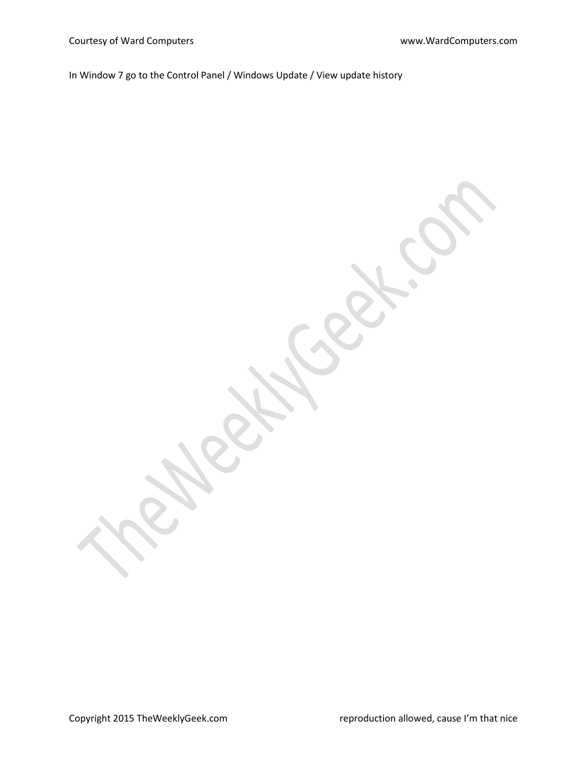In Window 7 go to the Control Panel / Windows Update / View update history